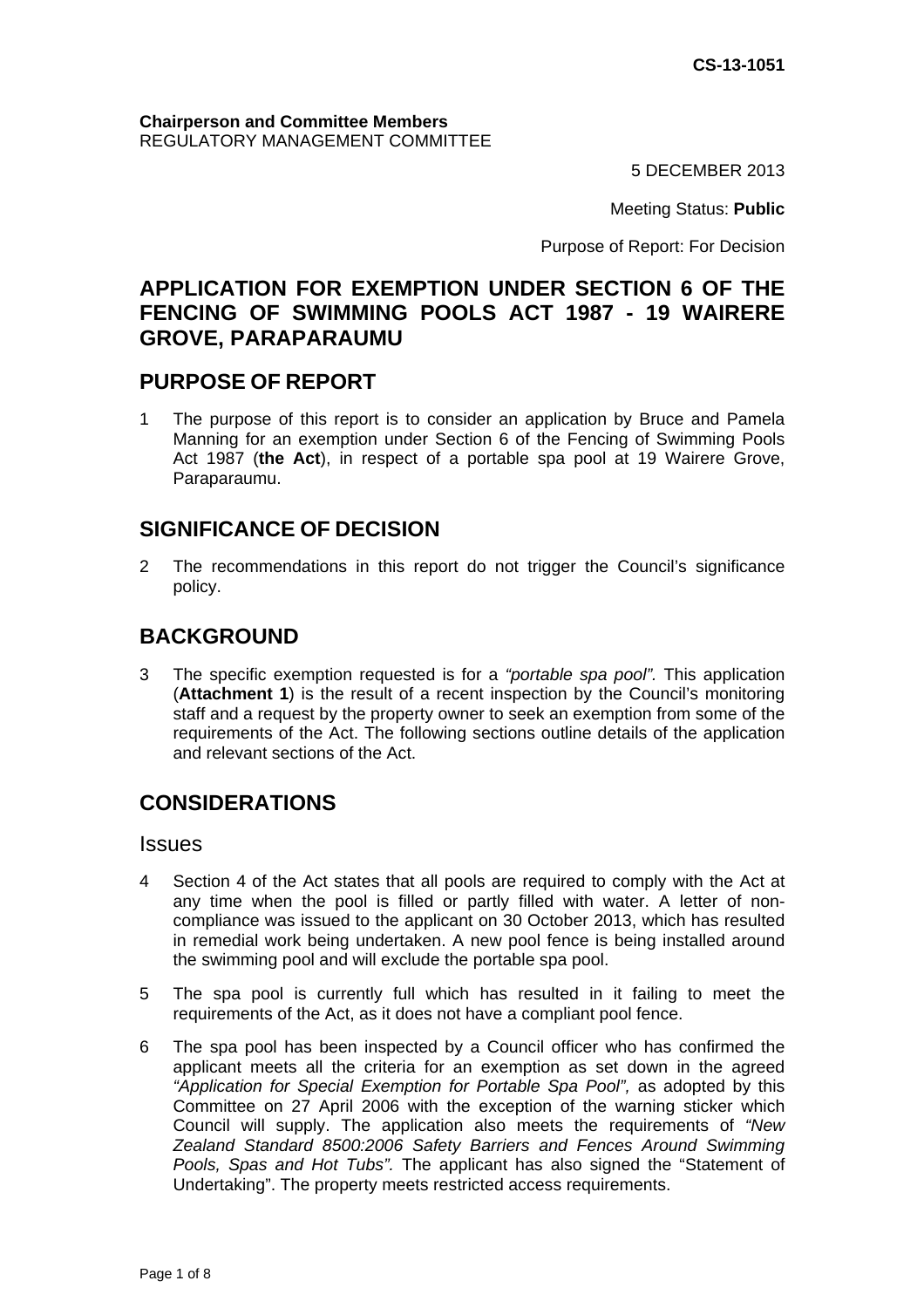CS-13-1051

**Chairperson and Committee Members**
REGULATORY MANAGEMENT COMMITTEE

5 DECEMBER 2013

Meeting Status: **Public**

Purpose of Report: For Decision

# APPLICATION FOR EXEMPTION UNDER SECTION 6 OF THE FENCING OF SWIMMING POOLS ACT 1987 - 19 WAIRERE GROVE, PARAPARAUMU

## PURPOSE OF REPORT

1 The purpose of this report is to consider an application by Bruce and Pamela Manning for an exemption under Section 6 of the Fencing of Swimming Pools Act 1987 (**the Act**), in respect of a portable spa pool at 19 Wairere Grove, Paraparaumu.

## SIGNIFICANCE OF DECISION

2 The recommendations in this report do not trigger the Council's significance policy.

## BACKGROUND

3 The specific exemption requested is for a *"portable spa pool".* This application (**Attachment 1**) is the result of a recent inspection by the Council's monitoring staff and a request by the property owner to seek an exemption from some of the requirements of the Act. The following sections outline details of the application and relevant sections of the Act.

## CONSIDERATIONS

### Issues

4 Section 4 of the Act states that all pools are required to comply with the Act at any time when the pool is filled or partly filled with water. A letter of non-compliance was issued to the applicant on 30 October 2013, which has resulted in remedial work being undertaken. A new pool fence is being installed around the swimming pool and will exclude the portable spa pool.

5 The spa pool is currently full which has resulted in it failing to meet the requirements of the Act, as it does not have a compliant pool fence.

6 The spa pool has been inspected by a Council officer who has confirmed the applicant meets all the criteria for an exemption as set down in the agreed *"Application for Special Exemption for Portable Spa Pool",* as adopted by this Committee on 27 April 2006 with the exception of the warning sticker which Council will supply. The application also meets the requirements of *"New Zealand Standard 8500:2006 Safety Barriers and Fences Around Swimming Pools, Spas and Hot Tubs".* The applicant has also signed the "Statement of Undertaking". The property meets restricted access requirements.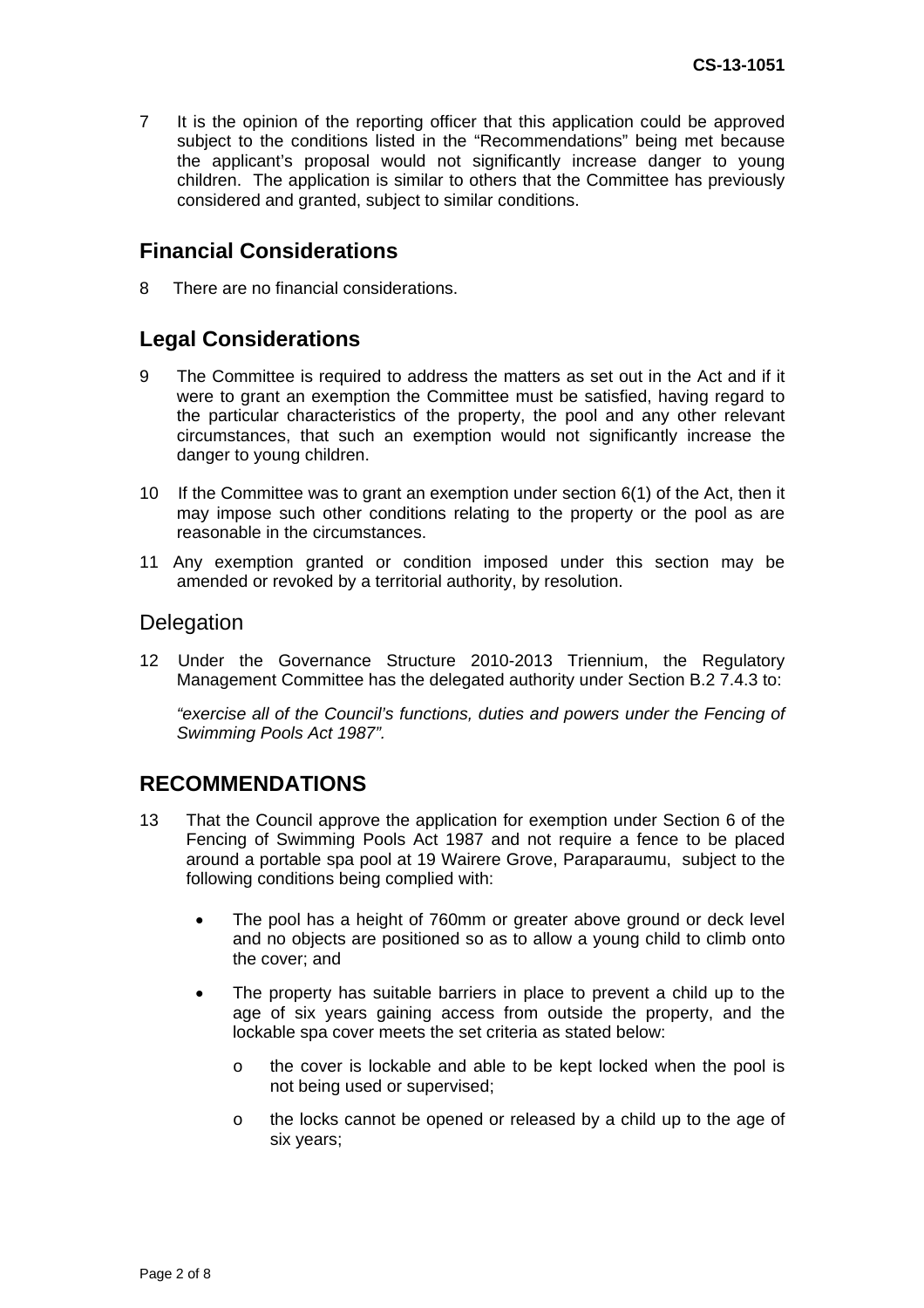7 It is the opinion of the reporting officer that this application could be approved subject to the conditions listed in the "Recommendations" being met because the applicant's proposal would not significantly increase danger to young children. The application is similar to others that the Committee has previously considered and granted, subject to similar conditions.

## Financial Considerations

8 There are no financial considerations.

## Legal Considerations

9 The Committee is required to address the matters as set out in the Act and if it were to grant an exemption the Committee must be satisfied, having regard to the particular characteristics of the property, the pool and any other relevant circumstances, that such an exemption would not significantly increase the danger to young children.

10 If the Committee was to grant an exemption under section 6(1) of the Act, then it may impose such other conditions relating to the property or the pool as are reasonable in the circumstances.

11 Any exemption granted or condition imposed under this section may be amended or revoked by a territorial authority, by resolution.

### Delegation

12 Under the Governance Structure 2010-2013 Triennium, the Regulatory Management Committee has the delegated authority under Section B.2 7.4.3 to:

*"exercise all of the Council's functions, duties and powers under the Fencing of Swimming Pools Act 1987".*

## RECOMMENDATIONS

13 That the Council approve the application for exemption under Section 6 of the Fencing of Swimming Pools Act 1987 and not require a fence to be placed around a portable spa pool at 19 Wairere Grove, Paraparaumu, subject to the following conditions being complied with:

- The pool has a height of 760mm or greater above ground or deck level and no objects are positioned so as to allow a young child to climb onto the cover; and
- The property has suitable barriers in place to prevent a child up to the age of six years gaining access from outside the property, and the lockable spa cover meets the set criteria as stated below:
  - the cover is lockable and able to be kept locked when the pool is not being used or supervised;
  - the locks cannot be opened or released by a child up to the age of six years;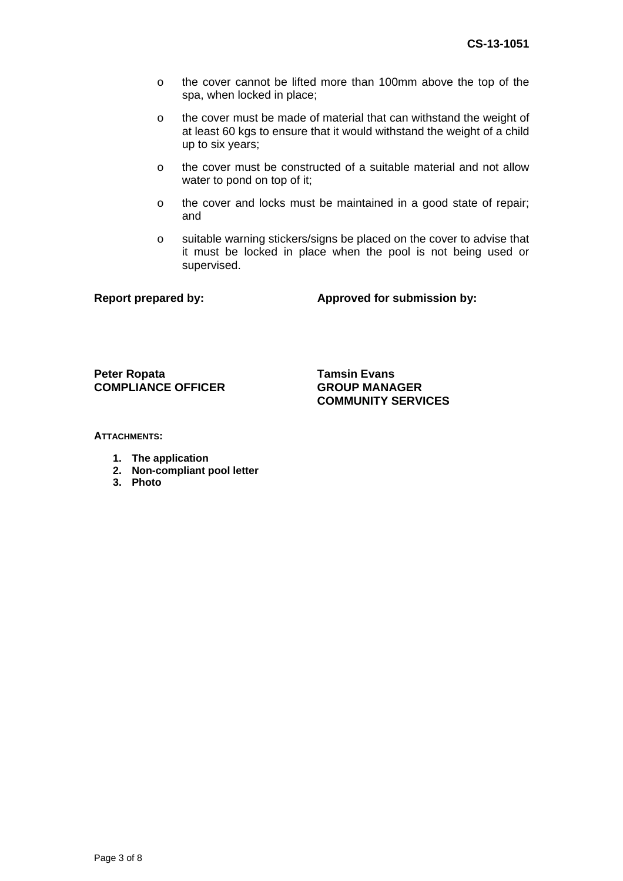- the cover cannot be lifted more than 100mm above the top of the spa, when locked in place;
- the cover must be made of material that can withstand the weight of at least 60 kgs to ensure that it would withstand the weight of a child up to six years;
- the cover must be constructed of a suitable material and not allow water to pond on top of it;
- the cover and locks must be maintained in a good state of repair; and
- suitable warning stickers/signs be placed on the cover to advise that it must be locked in place when the pool is not being used or supervised.

| **Report prepared by:** | **Approved for submission by:** |
|---|---|
| **Peter Ropata**<br>**COMPLIANCE OFFICER** | **Tamsin Evans**<br>**GROUP MANAGER**<br>**COMMUNITY SERVICES** |

**ATTACHMENTS:**

1. **The application**
2. **Non-compliant pool letter**
3. **Photo**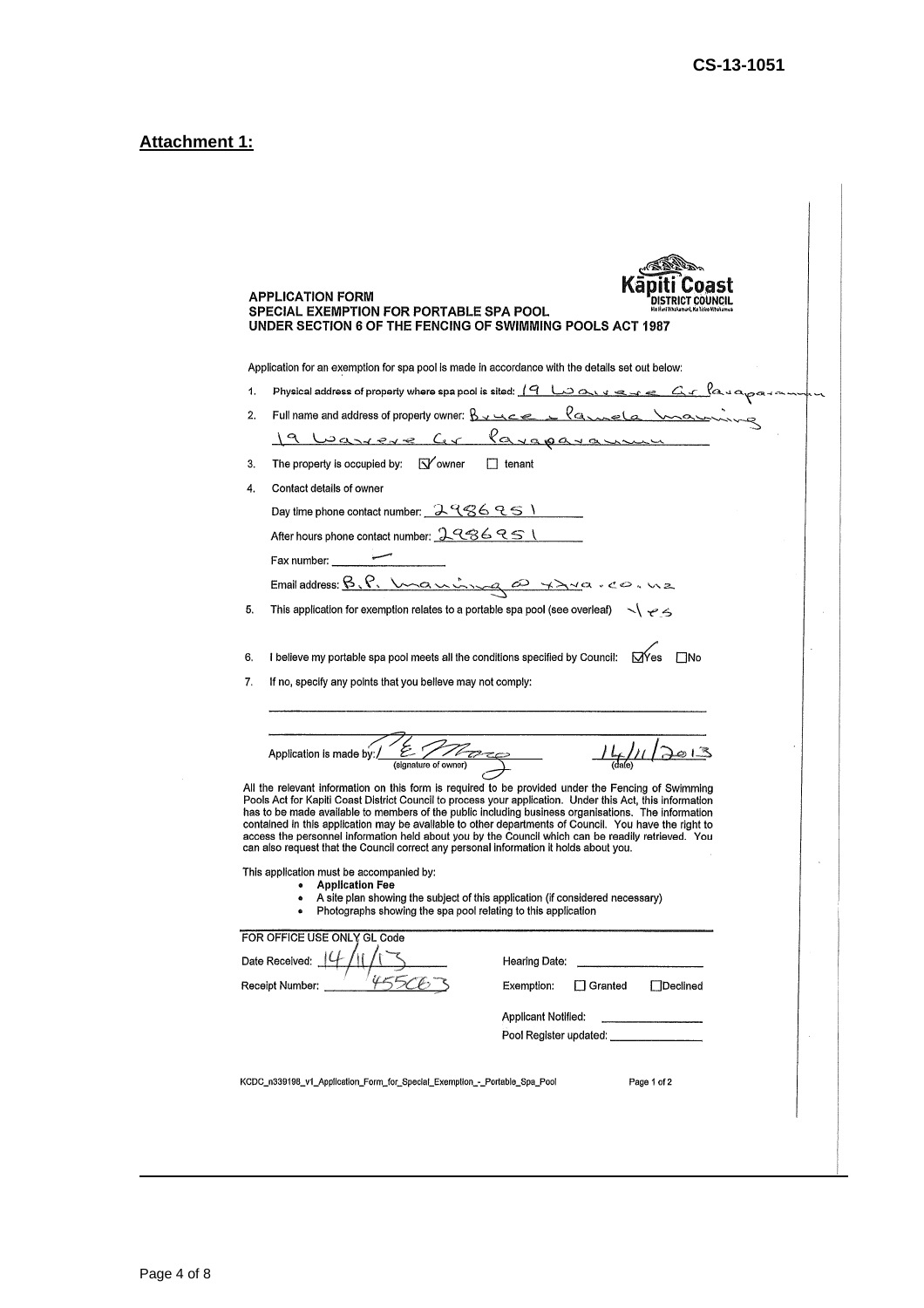CS-13-1051

**Attachment 1:**

Kāpiti Coast DISTRICT COUNCIL

**APPLICATION FORM**
**SPECIAL EXEMPTION FOR PORTABLE SPA POOL**
**UNDER SECTION 6 OF THE FENCING OF SWIMMING POOLS ACT 1987**

Application for an exemption for spa pool is made in accordance with the details set out below:

1. Physical address of property where spa pool is sited: 19 Waivere Gr Paraparaumu
2. Full name and address of property owner: Bruce & Pamela Manning
   19 Waivere Gr Paraparaumu
3. The property is occupied by: ☑ owner ☐ tenant
4. Contact details of owner
   Day time phone contact number: 2986951
   After hours phone contact number: 2986951
   Fax number: —
   Email address: B.P. manning@xtra.co.nz
5. This application for exemption relates to a portable spa pool (see overleaf) Yes
6. I believe my portable spa pool meets all the conditions specified by Council: ☑ Yes ☐ No
7. If no, specify any points that you believe may not comply:

Application is made by: E. Moore (signature of owner) 14/11/2013 (date)

All the relevant information on this form is required to be provided under the Fencing of Swimming Pools Act for Kapiti Coast District Council to process your application. Under this Act, this information has to be made available to members of the public including business organisations. The information contained in this application may be available to other departments of Council. You have the right to access the personnel information held about you by the Council which can be readily retrieved. You can also request that the Council correct any personal information it holds about you.

This application must be accompanied by:

- **Application Fee**
- A site plan showing the subject of this application (if considered necessary)
- Photographs showing the spa pool relating to this application

FOR OFFICE USE ONLY GL Code

Date Received: 14/11/13
Receipt Number: 455C63

Hearing Date:
Exemption: ☐ Granted ☐ Declined
Applicant Notified:
Pool Register updated:

KCDC_n339198_v1_Application_Form_for_Special_Exemption_-_Portable_Spa_Pool Page 1 of 2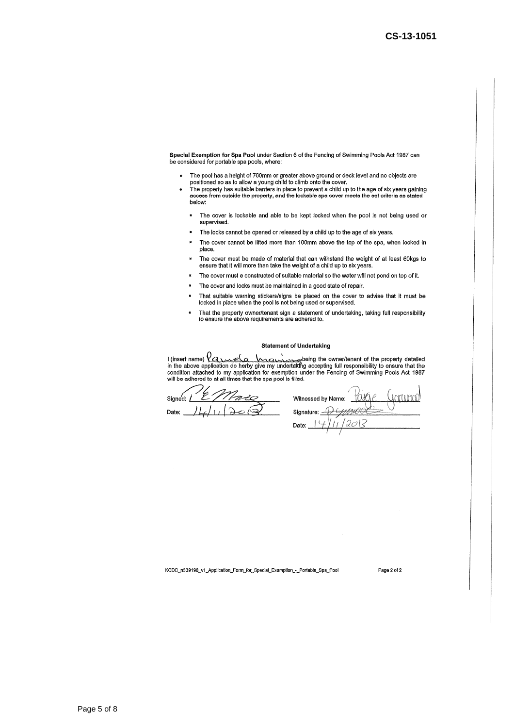CS-13-1051

**Special Exemption for Spa Pool** under Section 6 of the Fencing of Swimming Pools Act 1987 can be considered for portable spa pools, where:

- The pool has a height of 760mm or greater above ground or deck level and no objects are positioned so as to allow a young child to climb onto the cover.
- The property has suitable barriers in place to prevent a child up to the age of six years gaining access from outside the property, and the lockable spa cover meets the set criteria as stated below:
  - The cover is lockable and able to be kept locked when the pool is not being used or supervised.
  - The locks cannot be opened or released by a child up to the age of six years.
  - The cover cannot be lifted more than 100mm above the top of the spa, when locked in place.
  - The cover must be made of material that can withstand the weight of at least 60kgs to ensure that it will more than take the weight of a child up to six years.
  - The cover must e constructed of suitable material so the water will not pond on top of it.
  - The cover and locks must be maintained in a good state of repair.
  - That suitable warning stickers/signs be placed on the cover to advise that it must be locked in place when the pool is not being used or supervised.
  - That the property owner/tenant sign a statement of undertaking, taking full responsibility to ensure the above requirements are adhered to.

**Statement of Undertaking**

I (insert name) Pamela Manning being the owner/tenant of the property detailed in the above application do herby give my undertaking accepting full responsibility to ensure that the condition attached to my application for exemption under the Fencing of Swimming Pools Act 1987 will be adhered to at all times that the spa pool is filled.

Signed: P E Maze
Date: 14/11/2013

Witnessed by Name: Paige Garwood
Signature: P Garwood
Date: 14/11/2013

KCDC_n339198_v1_Application_Form_for_Special_Exemption_-_Portable_Spa_Pool Page 2 of 2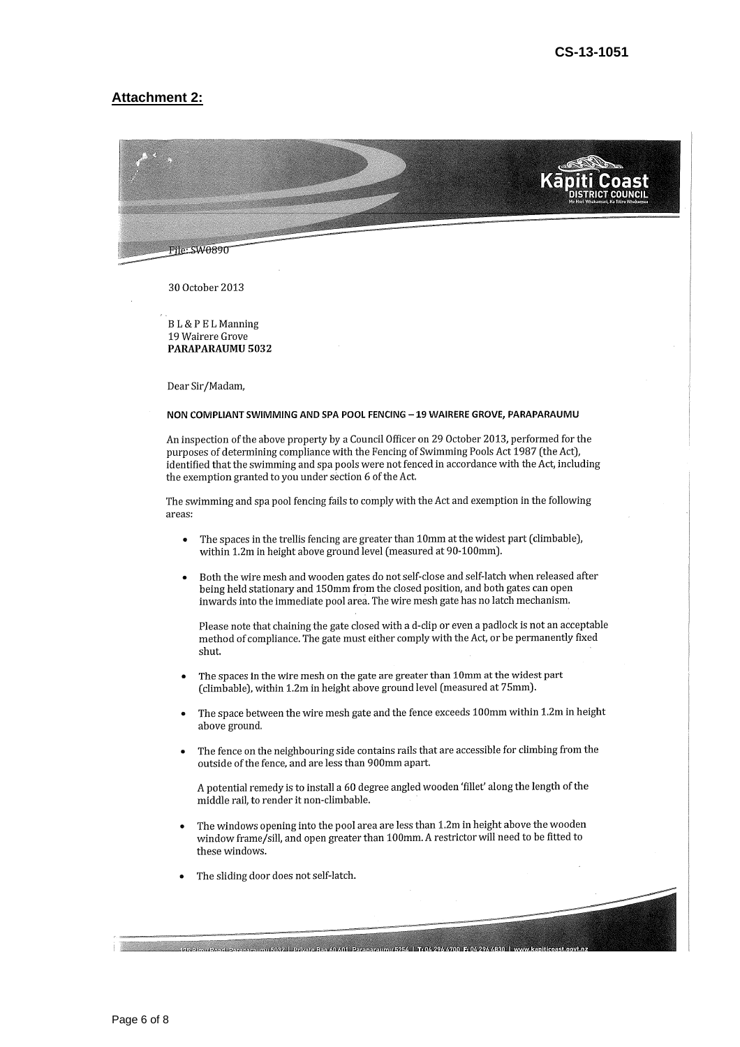CS-13-1051

## Attachment 2:

Kāpiti Coast
DISTRICT COUNCIL

File: SW0890

30 October 2013

B L & P E L Manning
19 Wairere Grove
**PARAPARAUMU 5032**

Dear Sir/Madam,

**NON COMPLIANT SWIMMING AND SPA POOL FENCING – 19 WAIRERE GROVE, PARAPARAUMU**

An inspection of the above property by a Council Officer on 29 October 2013, performed for the purposes of determining compliance with the Fencing of Swimming Pools Act 1987 (the Act), identified that the swimming and spa pools were not fenced in accordance with the Act, including the exemption granted to you under section 6 of the Act.

The swimming and spa pool fencing fails to comply with the Act and exemption in the following areas:

- The spaces in the trellis fencing are greater than 10mm at the widest part (climbable), within 1.2m in height above ground level (measured at 90-100mm).

- Both the wire mesh and wooden gates do not self-close and self-latch when released after being held stationary and 150mm from the closed position, and both gates can open inwards into the immediate pool area. The wire mesh gate has no latch mechanism.

  Please note that chaining the gate closed with a d-clip or even a padlock is not an acceptable method of compliance. The gate must either comply with the Act, or be permanently fixed shut.

- The spaces in the wire mesh on the gate are greater than 10mm at the widest part (climbable), within 1.2m in height above ground level (measured at 75mm).

- The space between the wire mesh gate and the fence exceeds 100mm within 1.2m in height above ground.

- The fence on the neighbouring side contains rails that are accessible for climbing from the outside of the fence, and are less than 900mm apart.

  A potential remedy is to install a 60 degree angled wooden 'fillet' along the length of the middle rail, to render it non-climbable.

- The windows opening into the pool area are less than 1.2m in height above the wooden window frame/sill, and open greater than 100mm. A restrictor will need to be fitted to these windows.

- The sliding door does not self-latch.

175 Rimu Road, Paraparaumu 5032 | Private Bag 60 601, Paraparaumu 5254 | T: 04 296 4700 F: 04 296 4830 | www.kapiticoast.govt.nz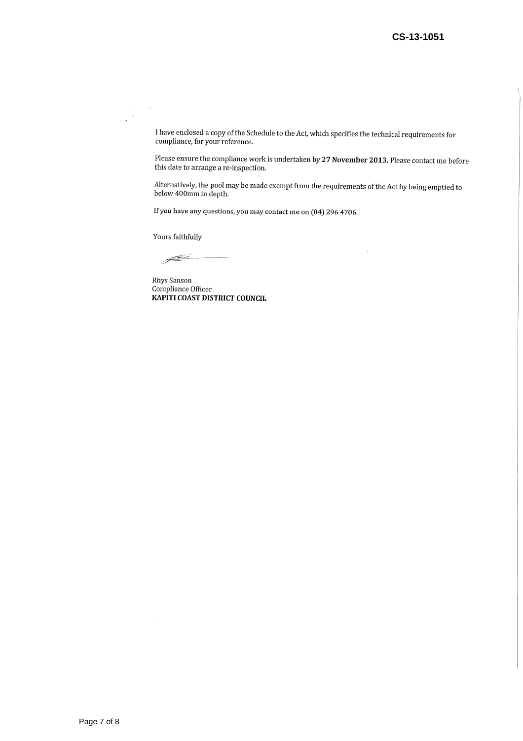I have enclosed a copy of the Schedule to the Act, which specifies the technical requirements for compliance, for your reference.

Please ensure the compliance work is undertaken by **27 November 2013.** Please contact me before this date to arrange a re-inspection.

Alternatively, the pool may be made exempt from the requirements of the Act by being emptied to below 400mm in depth.

If you have any questions, you may contact me on (04) 296 4706.

Yours faithfully

Rhys Sanson
Compliance Officer
**KAPITI COAST DISTRICT COUNCIL**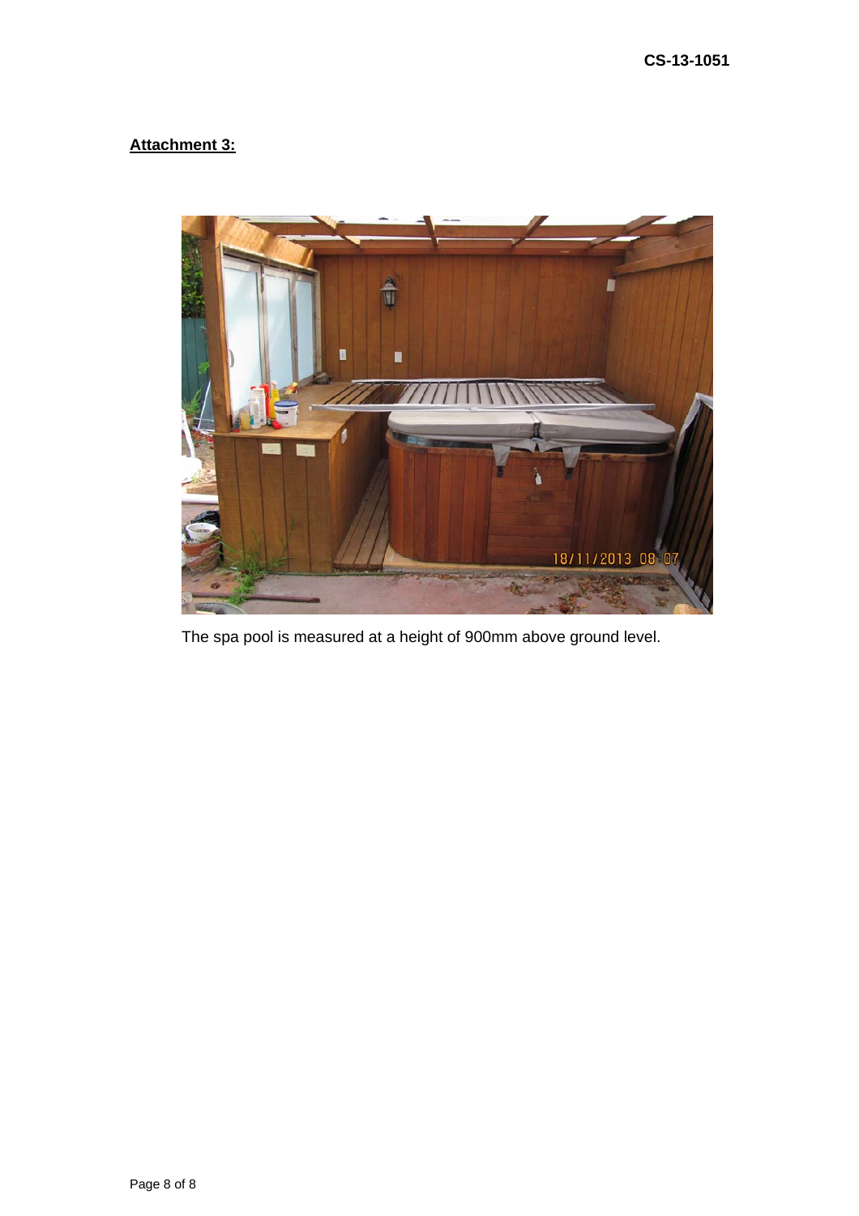**Attachment 3:**

The spa pool is measured at a height of 900mm above ground level.